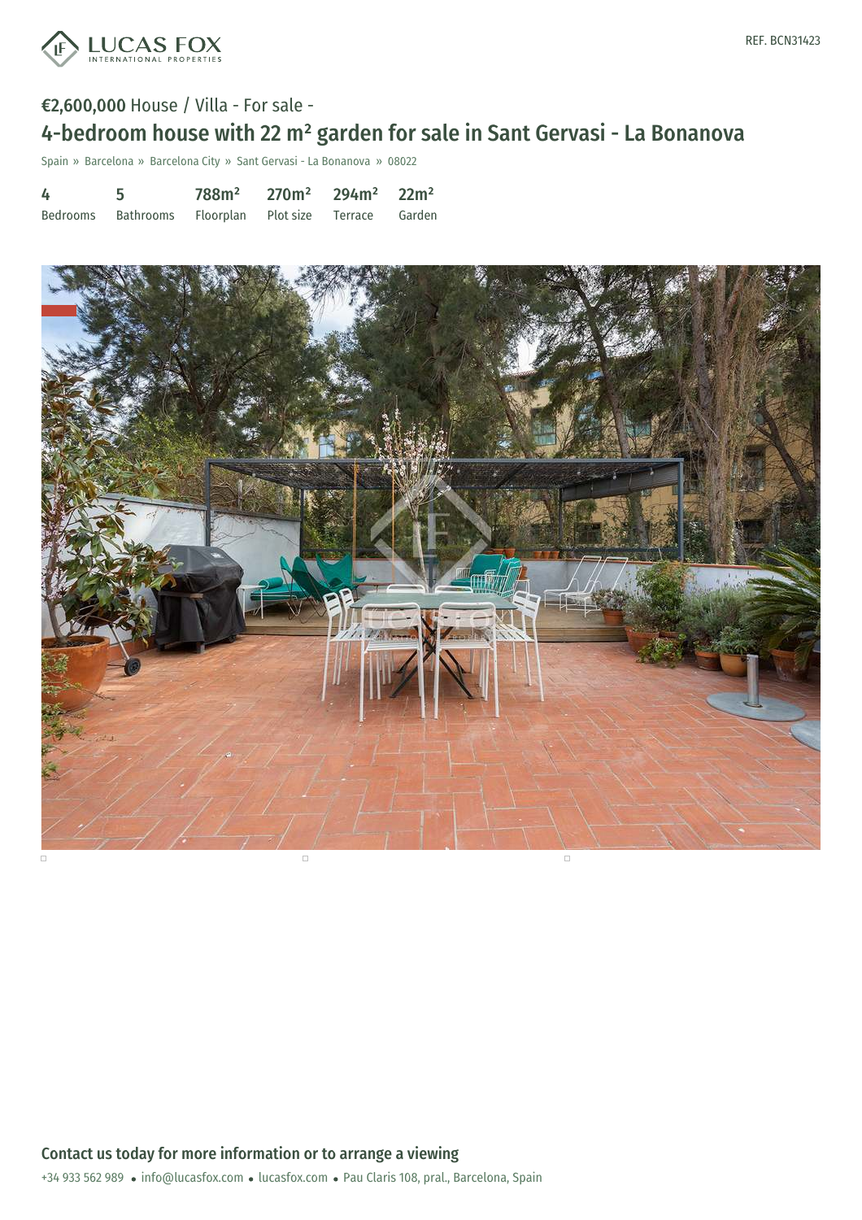LUCAS FOX
INTERNATIONAL PROPERTIES

REF. BCN31423

**€2,600,000** House / Villa - For sale -

# 4-bedroom house with 22 m² garden for sale in Sant Gervasi - La Bonanova

Spain » Barcelona » Barcelona City » Sant Gervasi - La Bonanova » 08022

| 4 | 5 | 788m² | 270m² | 294m² | 22m² |
|---|---|---|---|---|---|
| Bedrooms | Bathrooms | Floorplan | Plot size | Terrace | Garden |

## Contact us today for more information or to arrange a viewing

+34 933 562 989 • info@lucasfox.com • lucasfox.com • Pau Claris 108, pral., Barcelona, Spain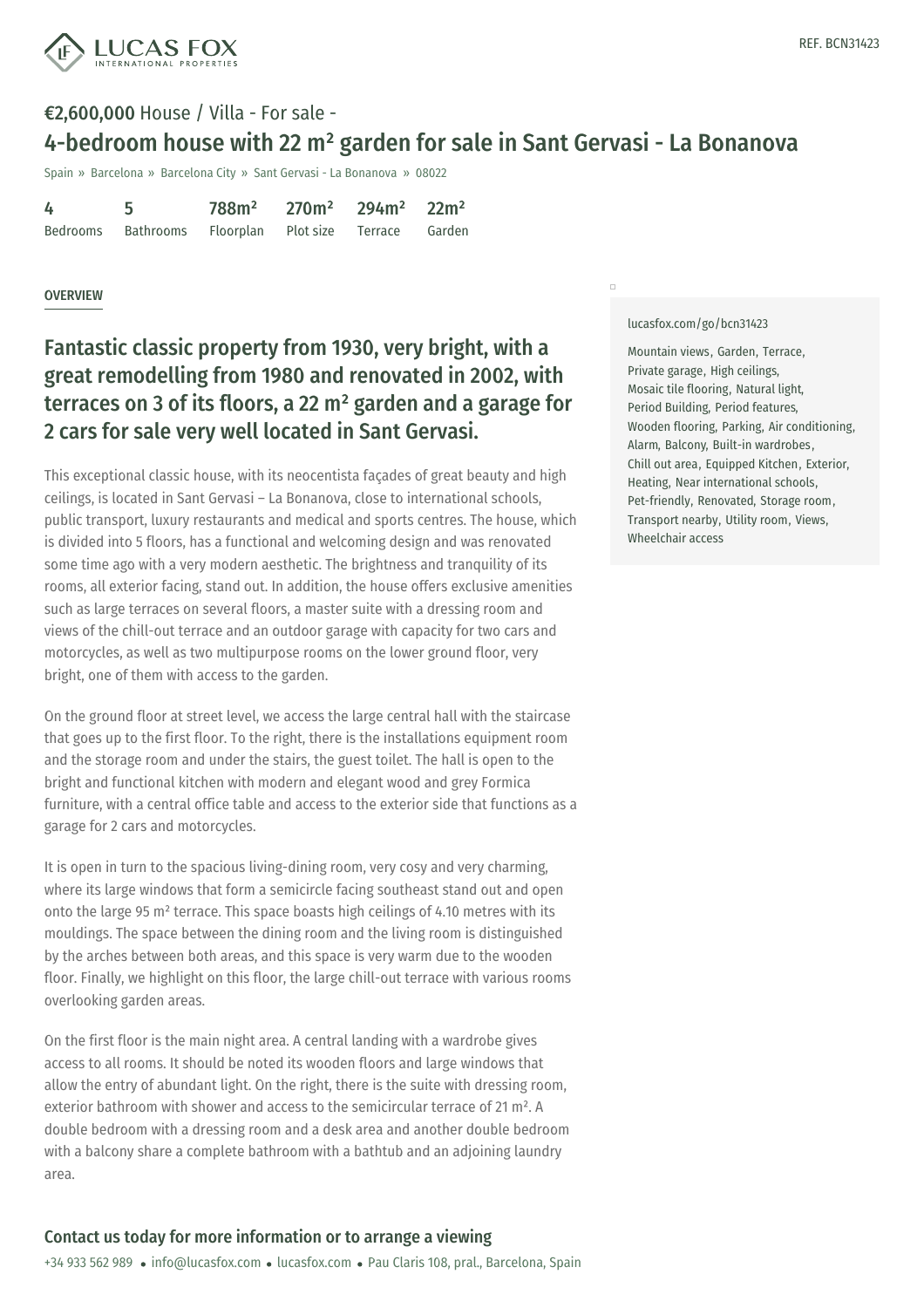REF. BCN31423

**€2,600,000** House / Villa - For sale -

# 4-bedroom house with 22 m² garden for sale in Sant Gervasi - La Bonanova

Spain » Barcelona » Barcelona City » Sant Gervasi - La Bonanova » 08022

| 4 | 5 | 788m² | 270m² | 294m² | 22m² |
|---|---|---|---|---|---|
| Bedrooms | Bathrooms | Floorplan | Plot size | Terrace | Garden |

## OVERVIEW

## Fantastic classic property from 1930, very bright, with a great remodelling from 1980 and renovated in 2002, with terraces on 3 of its floors, a 22 m² garden and a garage for 2 cars for sale very well located in Sant Gervasi.

This exceptional classic house, with its neocentista façades of great beauty and high ceilings, is located in Sant Gervasi – La Bonanova, close to international schools, public transport, luxury restaurants and medical and sports centres. The house, which is divided into 5 floors, has a functional and welcoming design and was renovated some time ago with a very modern aesthetic. The brightness and tranquility of its rooms, all exterior facing, stand out. In addition, the house offers exclusive amenities such as large terraces on several floors, a master suite with a dressing room and views of the chill-out terrace and an outdoor garage with capacity for two cars and motorcycles, as well as two multipurpose rooms on the lower ground floor, very bright, one of them with access to the garden.

On the ground floor at street level, we access the large central hall with the staircase that goes up to the first floor. To the right, there is the installations equipment room and the storage room and under the stairs, the guest toilet. The hall is open to the bright and functional kitchen with modern and elegant wood and grey Formica furniture, with a central office table and access to the exterior side that functions as a garage for 2 cars and motorcycles.

It is open in turn to the spacious living-dining room, very cosy and very charming, where its large windows that form a semicircle facing southeast stand out and open onto the large 95 m² terrace. This space boasts high ceilings of 4.10 metres with its mouldings. The space between the dining room and the living room is distinguished by the arches between both areas, and this space is very warm due to the wooden floor. Finally, we highlight on this floor, the large chill-out terrace with various rooms overlooking garden areas.

On the first floor is the main night area. A central landing with a wardrobe gives access to all rooms. It should be noted its wooden floors and large windows that allow the entry of abundant light. On the right, there is the suite with dressing room, exterior bathroom with shower and access to the semicircular terrace of 21 m². A double bedroom with a dressing room and a desk area and another double bedroom with a balcony share a complete bathroom with a bathtub and an adjoining laundry area.

lucasfox.com/go/bcn31423

Mountain views, Garden, Terrace, Private garage, High ceilings, Mosaic tile flooring, Natural light, Period Building, Period features, Wooden flooring, Parking, Air conditioning, Alarm, Balcony, Built-in wardrobes, Chill out area, Equipped Kitchen, Exterior, Heating, Near international schools, Pet-friendly, Renovated, Storage room, Transport nearby, Utility room, Views, Wheelchair access

### Contact us today for more information or to arrange a viewing

+34 933 562 989 • info@lucasfox.com • lucasfox.com • Pau Claris 108, pral., Barcelona, Spain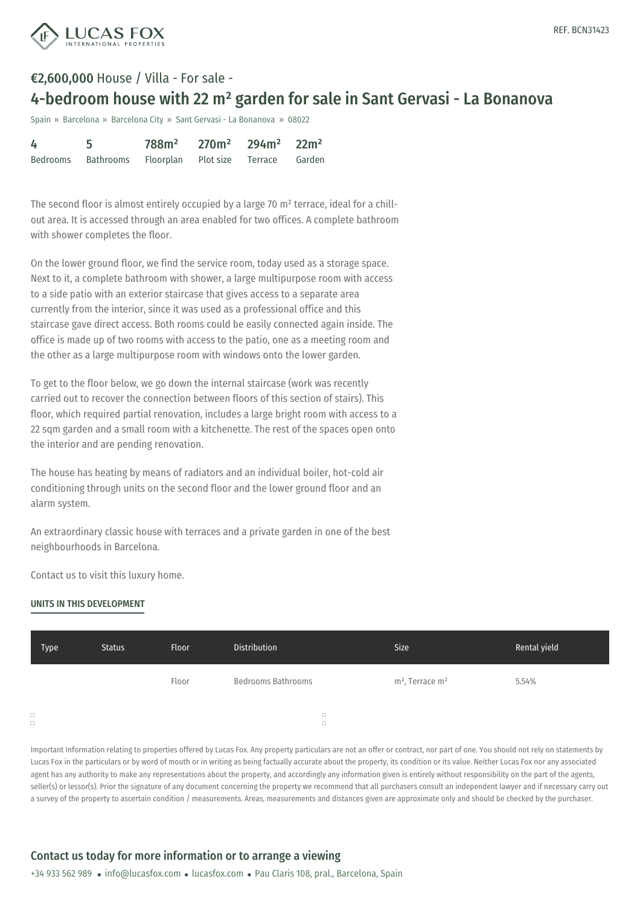€2,600,000 House / Villa - For sale -

# 4-bedroom house with 22 m² garden for sale in Sant Gervasi - La Bonanova

Spain » Barcelona » Barcelona City » Sant Gervasi - La Bonanova » 08022

| 4 | 5 | 788m² | 270m² | 294m² | 22m² |
|---|---|---|---|---|---|
| Bedrooms | Bathrooms | Floorplan | Plot size | Terrace | Garden |

The second floor is almost entirely occupied by a large 70 m² terrace, ideal for a chill-out area. It is accessed through an area enabled for two offices. A complete bathroom with shower completes the floor.

On the lower ground floor, we find the service room, today used as a storage space. Next to it, a complete bathroom with shower, a large multipurpose room with access to a side patio with an exterior staircase that gives access to a separate area currently from the interior, since it was used as a professional office and this staircase gave direct access. Both rooms could be easily connected again inside. The office is made up of two rooms with access to the patio, one as a meeting room and the other as a large multipurpose room with windows onto the lower garden.

To get to the floor below, we go down the internal staircase (work was recently carried out to recover the connection between floors of this section of stairs). This floor, which required partial renovation, includes a large bright room with access to a 22 sqm garden and a small room with a kitchenette. The rest of the spaces open onto the interior and are pending renovation.

The house has heating by means of radiators and an individual boiler, hot-cold air conditioning through units on the second floor and the lower ground floor and an alarm system.

An extraordinary classic house with terraces and a private garden in one of the best neighbourhoods in Barcelona.

Contact us to visit this luxury home.

## UNITS IN THIS DEVELOPMENT

| Type | Status | Floor | Distribution | Size | Rental yield |
|---|---|---|---|---|---|
| | | Floor | Bedrooms Bathrooms | m², Terrace m² | 5.54% |

Important Information relating to properties offered by Lucas Fox. Any property particulars are not an offer or contract, nor part of one. You should not rely on statements by Lucas Fox in the particulars or by word of mouth or in writing as being factually accurate about the property, its condition or its value. Neither Lucas Fox nor any associated agent has any authority to make any representations about the property, and accordingly any information given is entirely without responsibility on the part of the agents, seller(s) or lessor(s). Prior the signature of any document concerning the property we recommend that all purchasers consult an independent lawyer and if necessary carry out a survey of the property to ascertain condition / measurements. Areas, measurements and distances given are approximate only and should be checked by the purchaser.

## Contact us today for more information or to arrange a viewing

+34 933 562 989 • info@lucasfox.com • lucasfox.com • Pau Claris 108, pral., Barcelona, Spain